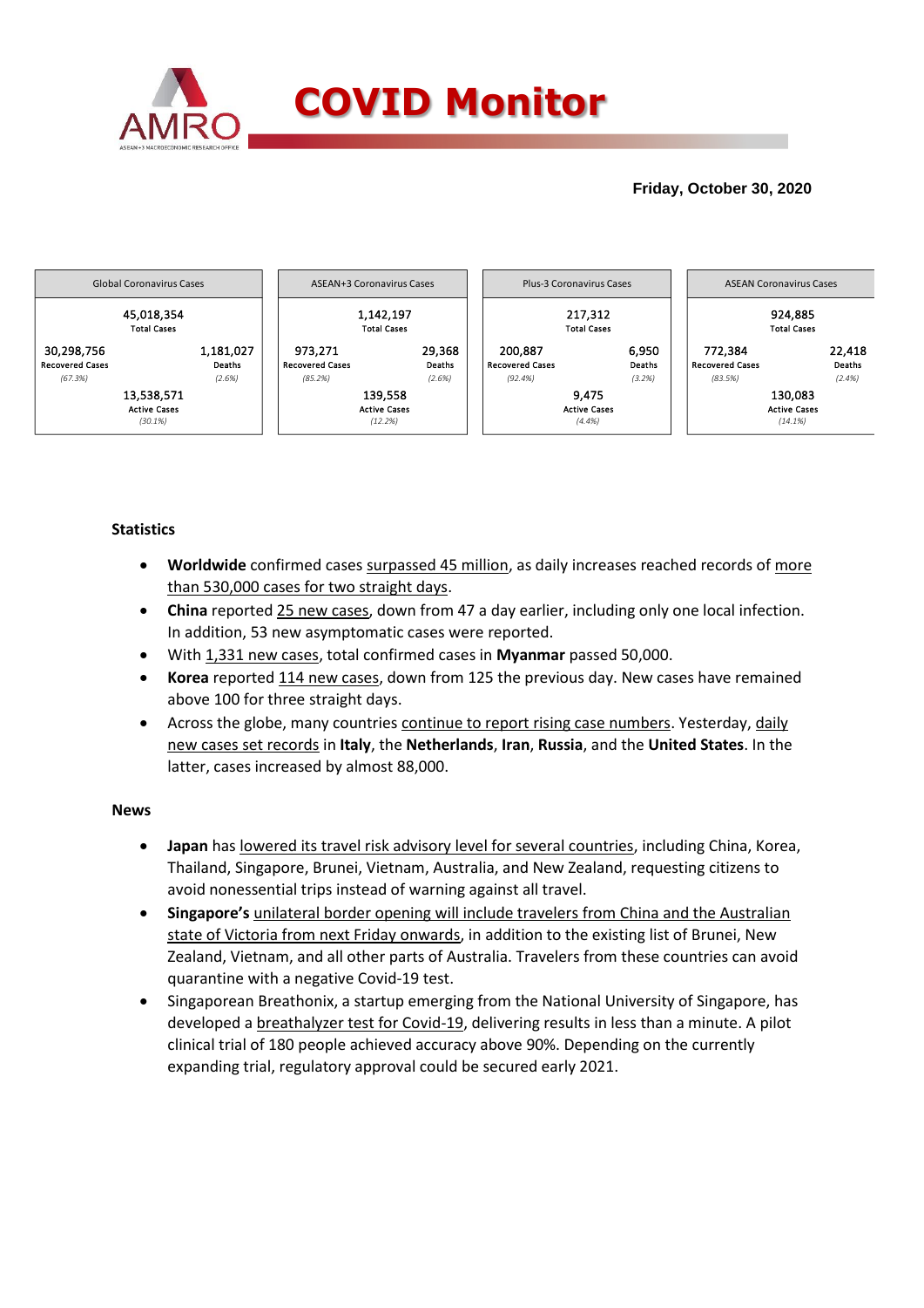# COVID Monitor

**Friday, October 30, 2020**

| Global Coronavirus Cases | | ASEAN+3 Coronavirus Cases | | Plus-3 Coronavirus Cases | | ASEAN Coronavirus Cases | |
|---|---|---|---|---|---|---|---|
| 45,018,354 Total Cases | | 1,142,197 Total Cases | | 217,312 Total Cases | | 924,885 Total Cases | |
| 30,298,756 Recovered Cases (67.3%) | 1,181,027 Deaths (2.6%) | 973,271 Recovered Cases (85.2%) | 29,368 Deaths (2.6%) | 200,887 Recovered Cases (92.4%) | 6,950 Deaths (3.2%) | 772,384 Recovered Cases (83.5%) | 22,418 Deaths (2.4%) |
| 13,538,571 Active Cases (30.1%) | | 139,558 Active Cases (12.2%) | | 9,475 Active Cases (4.4%) | | 130,083 Active Cases (14.1%) | |

**Statistics**

- **Worldwide** confirmed cases surpassed 45 million, as daily increases reached records of more than 530,000 cases for two straight days.
- **China** reported 25 new cases, down from 47 a day earlier, including only one local infection. In addition, 53 new asymptomatic cases were reported.
- With 1,331 new cases, total confirmed cases in **Myanmar** passed 50,000.
- **Korea** reported 114 new cases, down from 125 the previous day. New cases have remained above 100 for three straight days.
- Across the globe, many countries continue to report rising case numbers. Yesterday, daily new cases set records in **Italy**, the **Netherlands**, **Iran**, **Russia**, and the **United States**. In the latter, cases increased by almost 88,000.

**News**

- **Japan** has lowered its travel risk advisory level for several countries, including China, Korea, Thailand, Singapore, Brunei, Vietnam, Australia, and New Zealand, requesting citizens to avoid nonessential trips instead of warning against all travel.
- **Singapore's** unilateral border opening will include travelers from China and the Australian state of Victoria from next Friday onwards, in addition to the existing list of Brunei, New Zealand, Vietnam, and all other parts of Australia. Travelers from these countries can avoid quarantine with a negative Covid-19 test.
- Singaporean Breathonix, a startup emerging from the National University of Singapore, has developed a breathalyzer test for Covid-19, delivering results in less than a minute. A pilot clinical trial of 180 people achieved accuracy above 90%. Depending on the currently expanding trial, regulatory approval could be secured early 2021.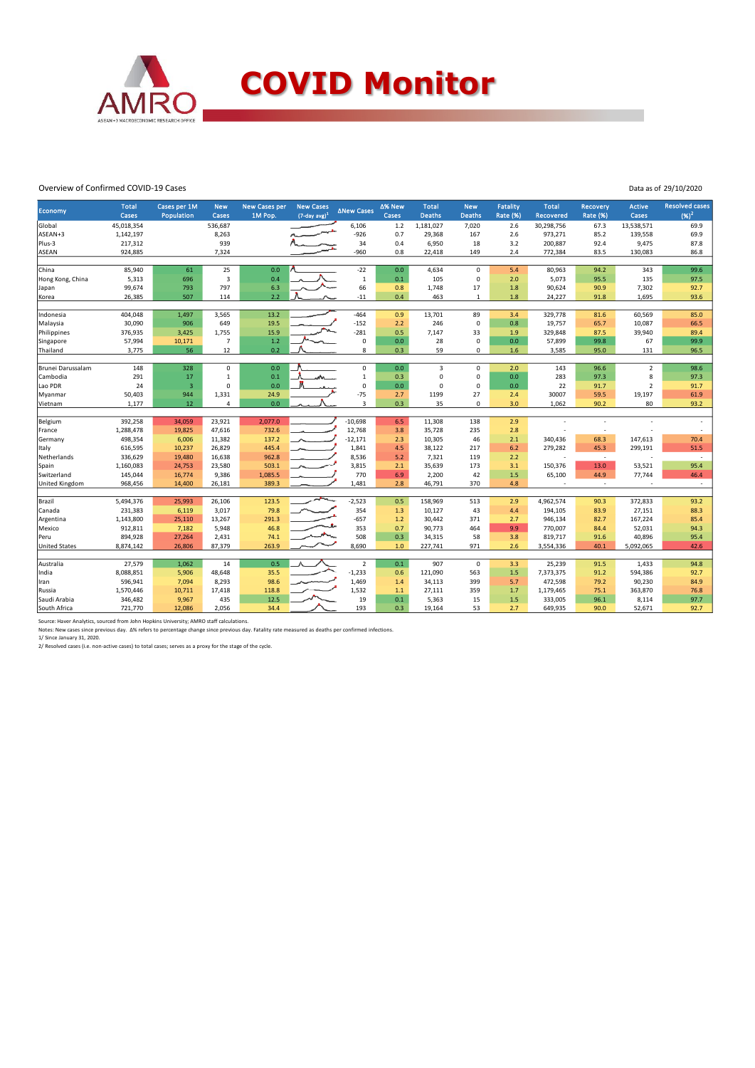# COVID Monitor

Overview of Confirmed COVID-19 Cases

Data as of 29/10/2020

| Economy | Total Cases | Cases per 1M Population | New Cases | New Cases per 1M Pop. | New Cases (7-day avg)[1] | ΔNew Cases | Δ% New Cases | Total Deaths | New Deaths | Fatality Rate (%) | Total Recovered | Recovery Rate (%) | Active Cases | Resolved cases (%)[2] |
|---|---|---|---|---|---|---|---|---|---|---|---|---|---|---|
| Global | 45,018,354 | | 536,687 | | | 6,106 | 1.2 | 1,181,027 | 7,020 | 2.6 | 30,298,756 | 67.3 | 13,538,571 | 69.9 |
| ASEAN+3 | 1,142,197 | | 8,263 | | | -926 | 0.7 | 29,368 | 167 | 2.6 | 973,271 | 85.2 | 139,558 | 69.9 |
| Plus-3 | 217,312 | | 939 | | | 34 | 0.4 | 6,950 | 18 | 3.2 | 200,887 | 92.4 | 9,475 | 87.8 |
| ASEAN | 924,885 | | 7,324 | | | -960 | 0.8 | 22,418 | 149 | 2.4 | 772,384 | 83.5 | 130,083 | 86.8 |
| | | | | | | | | | | | | | | |
| China | 85,940 | 61 | 25 | 0.0 | | -22 | 0.0 | 4,634 | 0 | 5.4 | 80,963 | 94.2 | 343 | 99.6 |
| Hong Kong, China | 5,313 | 696 | 3 | 0.4 | | 1 | 0.1 | 105 | 0 | 2.0 | 5,073 | 95.5 | 135 | 97.5 |
| Japan | 99,674 | 793 | 797 | 6.3 | | 66 | 0.8 | 1,748 | 17 | 1.8 | 90,624 | 90.9 | 7,302 | 92.7 |
| Korea | 26,385 | 507 | 114 | 2.2 | | -11 | 0.4 | 463 | 1 | 1.8 | 24,227 | 91.8 | 1,695 | 93.6 |
| | | | | | | | | | | | | | | |
| Indonesia | 404,048 | 1,497 | 3,565 | 13.2 | | -464 | 0.9 | 13,701 | 89 | 3.4 | 329,778 | 81.6 | 60,569 | 85.0 |
| Malaysia | 30,090 | 906 | 649 | 19.5 | | -152 | 2.2 | 246 | 0 | 0.8 | 19,757 | 65.7 | 10,087 | 66.5 |
| Philippines | 376,935 | 3,425 | 1,755 | 15.9 | | -281 | 0.5 | 7,147 | 33 | 1.9 | 329,848 | 87.5 | 39,940 | 89.4 |
| Singapore | 57,994 | 10,171 | 7 | 1.2 | | 0 | 0.0 | 28 | 0 | 0.0 | 57,899 | 99.8 | 67 | 99.9 |
| Thailand | 3,775 | 56 | 12 | 0.2 | | 8 | 0.3 | 59 | 0 | 1.6 | 3,585 | 95.0 | 131 | 96.5 |
| | | | | | | | | | | | | | | |
| Brunei Darussalam | 148 | 328 | 0 | 0.0 | | 0 | 0.0 | 3 | 0 | 2.0 | 143 | 96.6 | 2 | 98.6 |
| Cambodia | 291 | 17 | 1 | 0.1 | | 1 | 0.3 | 0 | 0 | 0.0 | 283 | 97.3 | 8 | 97.3 |
| Lao PDR | 24 | 3 | 0 | 0.0 | | 0 | 0.0 | 0 | 0 | 0.0 | 22 | 91.7 | 2 | 91.7 |
| Myanmar | 50,403 | 944 | 1,331 | 24.9 | | -75 | 2.7 | 1199 | 27 | 2.4 | 30007 | 59.5 | 19,197 | 61.9 |
| Vietnam | 1,177 | 12 | 4 | 0.0 | | 3 | 0.3 | 35 | 0 | 3.0 | 1,062 | 90.2 | 80 | 93.2 |
| | | | | | | | | | | | | | | |
| Belgium | 392,258 | 34,059 | 23,921 | 2,077.0 | | -10,698 | 6.5 | 11,308 | 138 | 2.9 | - | - | - | - |
| France | 1,288,478 | 19,825 | 47,616 | 732.6 | | 12,768 | 3.8 | 35,728 | 235 | 2.8 | - | - | - | - |
| Germany | 498,354 | 6,006 | 11,382 | 137.2 | | -12,171 | 2.3 | 10,305 | 46 | 2.1 | 340,436 | 68.3 | 147,613 | 70.4 |
| Italy | 616,595 | 10,237 | 26,829 | 445.4 | | 1,841 | 4.5 | 38,122 | 217 | 6.2 | 279,282 | 45.3 | 299,191 | 51.5 |
| Netherlands | 336,629 | 19,480 | 16,638 | 962.8 | | 8,536 | 5.2 | 7,321 | 119 | 2.2 | - | - | - | - |
| Spain | 1,160,083 | 24,753 | 23,580 | 503.1 | | 3,815 | 2.1 | 35,639 | 173 | 3.1 | 150,376 | 13.0 | 53,521 | 95.4 |
| Switzerland | 145,044 | 16,774 | 9,386 | 1,085.5 | | 770 | 6.9 | 2,200 | 42 | 1.5 | 65,100 | 44.9 | 77,744 | 46.4 |
| United Kingdom | 968,456 | 14,400 | 26,181 | 389.3 | | 1,481 | 2.8 | 46,791 | 370 | 4.8 | - | - | - | - |
| | | | | | | | | | | | | | | |
| Brazil | 5,494,376 | 25,993 | 26,106 | 123.5 | | -2,523 | 0.5 | 158,969 | 513 | 2.9 | 4,962,574 | 90.3 | 372,833 | 93.2 |
| Canada | 231,383 | 6,119 | 3,017 | 79.8 | | 354 | 1.3 | 10,127 | 43 | 4.4 | 194,105 | 83.9 | 27,151 | 88.3 |
| Argentina | 1,143,800 | 25,110 | 13,267 | 291.3 | | -657 | 1.2 | 30,442 | 371 | 2.7 | 946,134 | 82.7 | 167,224 | 85.4 |
| Mexico | 912,811 | 7,182 | 5,948 | 46.8 | | 353 | 0.7 | 90,773 | 464 | 9.9 | 770,007 | 84.4 | 52,031 | 94.3 |
| Peru | 894,928 | 27,264 | 2,431 | 74.1 | | 508 | 0.3 | 34,315 | 58 | 3.8 | 819,717 | 91.6 | 40,896 | 95.4 |
| United States | 8,874,142 | 26,806 | 87,379 | 263.9 | | 8,690 | 1.0 | 227,741 | 971 | 2.6 | 3,554,336 | 40.1 | 5,092,065 | 42.6 |
| | | | | | | | | | | | | | | |
| Australia | 27,579 | 1,062 | 14 | 0.5 | | 2 | 0.1 | 907 | 0 | 3.3 | 25,239 | 91.5 | 1,433 | 94.8 |
| India | 8,088,851 | 5,906 | 48,648 | 35.5 | | -1,233 | 0.6 | 121,090 | 563 | 1.5 | 7,373,375 | 91.2 | 594,386 | 92.7 |
| Iran | 596,941 | 7,094 | 8,293 | 98.6 | | 1,469 | 1.4 | 34,113 | 399 | 5.7 | 472,598 | 79.2 | 90,230 | 84.9 |
| Russia | 1,570,446 | 10,711 | 17,418 | 118.8 | | 1,532 | 1.1 | 27,111 | 359 | 1.7 | 1,179,465 | 75.1 | 363,870 | 76.8 |
| Saudi Arabia | 346,482 | 9,967 | 435 | 12.5 | | 19 | 0.1 | 5,363 | 15 | 1.5 | 333,005 | 96.1 | 8,114 | 97.7 |
| South Africa | 721,770 | 12,086 | 2,056 | 34.4 | | 193 | 0.3 | 19,164 | 53 | 2.7 | 649,935 | 90.0 | 52,671 | 92.7 |

Source: Haver Analytics, sourced from John Hopkins University; AMRO staff calculations.

Notes: New cases since previous day. Δ% refers to percentage change since previous day. Fatality rate measured as deaths per confirmed infections.

1/ Since January 31, 2020.

2/ Resolved cases (i.e. non-active cases) to total cases; serves as a proxy for the stage of the cycle.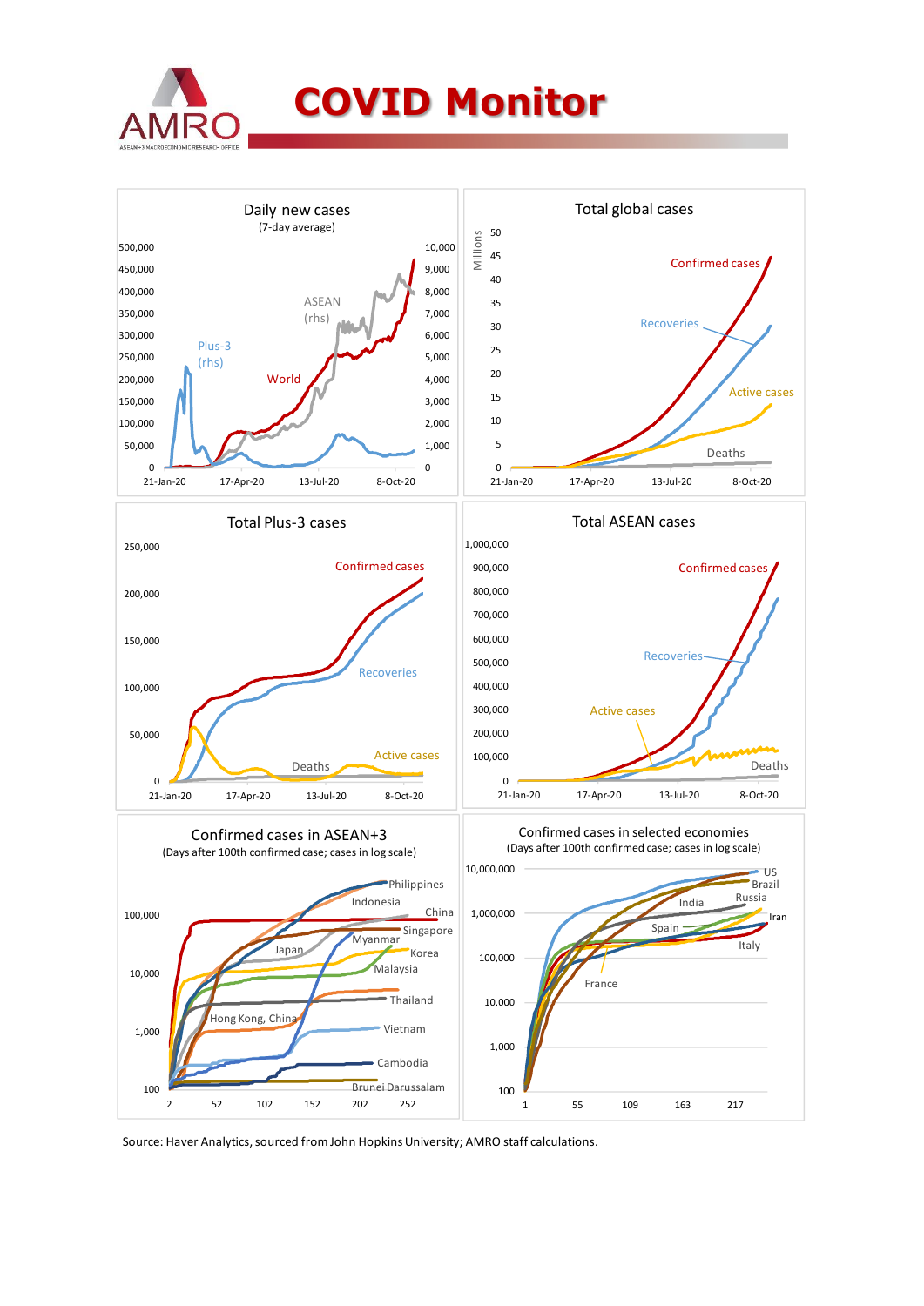# COVID Monitor

AMRO
ASEAN+3 MACROECONOMIC RESEARCH OFFICE

## Daily new cases
(7-day average)

500,000
450,000
400,000
350,000
300,000
250,000
200,000
150,000
100,000
50,000
0

10,000
9,000
8,000
7,000
6,000
5,000
4,000
3,000
2,000
1,000
0

21-Jan-20 17-Apr-20 13-Jul-20 8-Oct-20

ASEAN (rhs)
Plus-3 (rhs)
World

## Total global cases

Millions

50
45
40
35
30
25
20
15
10
5
0

21-Jan-20 17-Apr-20 13-Jul-20 8-Oct-20

Confirmed cases
Recoveries
Active cases
Deaths

## Total Plus-3 cases

250,000
200,000
150,000
100,000
50,000
0

21-Jan-20 17-Apr-20 13-Jul-20 8-Oct-20

Confirmed cases
Recoveries
Deaths
Active cases

## Total ASEAN cases

1,000,000
900,000
800,000
700,000
600,000
500,000
400,000
300,000
200,000
100,000
0

21-Jan-20 17-Apr-20 13-Jul-20 8-Oct-20

Confirmed cases
Recoveries
Active cases
Deaths

## Confirmed cases in ASEAN+3
(Days after 100th confirmed case; cases in log scale)

100,000
10,000
1,000
100

2 52 102 152 202 252

Philippines
Indonesia
China
Singapore
Myanmar
Japan
Korea
Malaysia
Thailand
Hong Kong, China
Vietnam
Cambodia
Brunei Darussalam

## Confirmed cases in selected economies
(Days after 100th confirmed case; cases in log scale)

10,000,000
1,000,000
100,000
10,000
1,000
100

1 55 109 163 217

US
Brazil
Russia
India
Iran
Spain
Italy
France

Source: Haver Analytics, sourced from John Hopkins University; AMRO staff calculations.